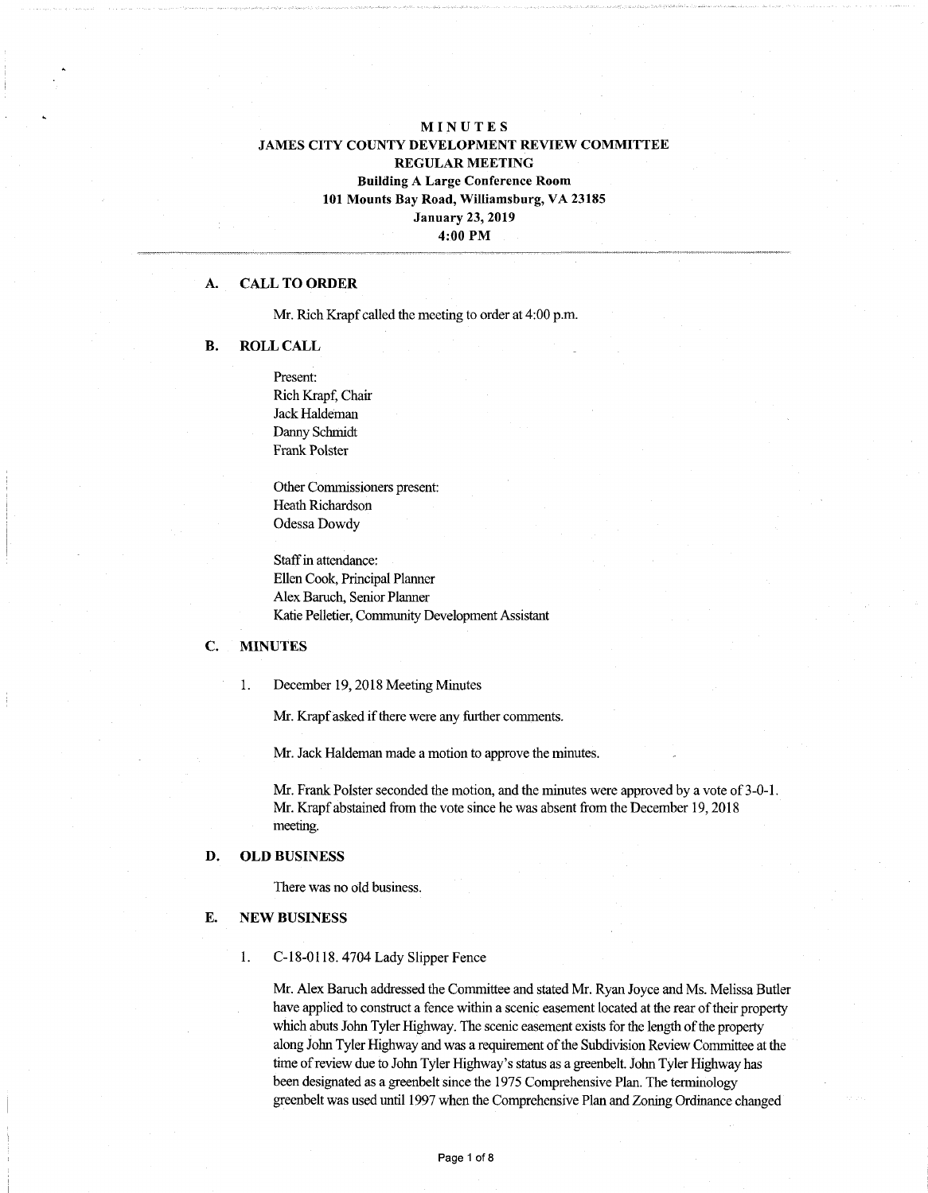# MINUTES
## JAMES CITY COUNTY DEVELOPMENT REVIEW COMMITTEE
## REGULAR MEETING

**Building A Large Conference Room**
**101 Mounts Bay Road, Williamsburg, VA 23185**
**January 23, 2019**
**4:00 PM**

---

### A. CALL TO ORDER

Mr. Rich Krapf called the meeting to order at 4:00 p.m.

### B. ROLL CALL

Present:
Rich Krapf, Chair
Jack Haldeman
Danny Schmidt
Frank Polster

Other Commissioners present:
Heath Richardson
Odessa Dowdy

Staff in attendance:
Ellen Cook, Principal Planner
Alex Baruch, Senior Planner
Katie Pelletier, Community Development Assistant

### C. MINUTES

1. December 19, 2018 Meeting Minutes

   Mr. Krapf asked if there were any further comments.

   Mr. Jack Haldeman made a motion to approve the minutes.

   Mr. Frank Polster seconded the motion, and the minutes were approved by a vote of 3-0-1. Mr. Krapf abstained from the vote since he was absent from the December 19, 2018 meeting.

### D. OLD BUSINESS

There was no old business.

### E. NEW BUSINESS

1. C-18-0118. 4704 Lady Slipper Fence

   Mr. Alex Baruch addressed the Committee and stated Mr. Ryan Joyce and Ms. Melissa Butler have applied to construct a fence within a scenic easement located at the rear of their property which abuts John Tyler Highway. The scenic easement exists for the length of the property along John Tyler Highway and was a requirement of the Subdivision Review Committee at the time of review due to John Tyler Highway's status as a greenbelt. John Tyler Highway has been designated as a greenbelt since the 1975 Comprehensive Plan. The terminology greenbelt was used until 1997 when the Comprehensive Plan and Zoning Ordinance changed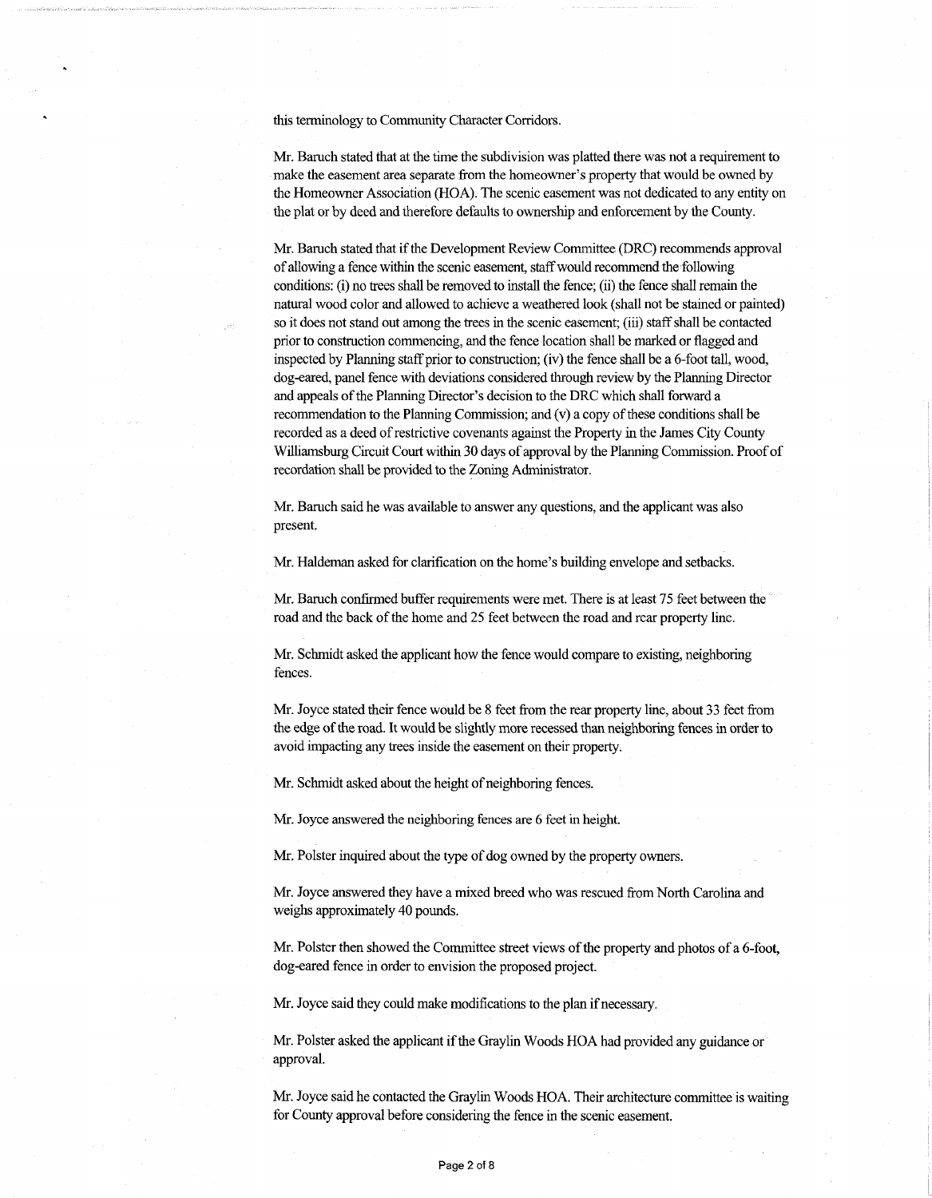this terminology to Community Character Corridors.

Mr. Baruch stated that at the time the subdivision was platted there was not a requirement to make the easement area separate from the homeowner's property that would be owned by the Homeowner Association (HOA). The scenic easement was not dedicated to any entity on the plat or by deed and therefore defaults to ownership and enforcement by the County.

Mr. Baruch stated that if the Development Review Committee (DRC) recommends approval of allowing a fence within the scenic easement, staff would recommend the following conditions: (i) no trees shall be removed to install the fence; (ii) the fence shall remain the natural wood color and allowed to achieve a weathered look (shall not be stained or painted) so it does not stand out among the trees in the scenic easement; (iii) staff shall be contacted prior to construction commencing, and the fence location shall be marked or flagged and inspected by Planning staff prior to construction; (iv) the fence shall be a 6-foot tall, wood, dog-eared, panel fence with deviations considered through review by the Planning Director and appeals of the Planning Director's decision to the DRC which shall forward a recommendation to the Planning Commission; and (v) a copy of these conditions shall be recorded as a deed of restrictive covenants against the Property in the James City County Williamsburg Circuit Court within 30 days of approval by the Planning Commission. Proof of recordation shall be provided to the Zoning Administrator.

Mr. Baruch said he was available to answer any questions, and the applicant was also present.

Mr. Haldeman asked for clarification on the home's building envelope and setbacks.

Mr. Baruch confirmed buffer requirements were met. There is at least 75 feet between the road and the back of the home and 25 feet between the road and rear property line.

Mr. Schmidt asked the applicant how the fence would compare to existing, neighboring fences.

Mr. Joyce stated their fence would be 8 feet from the rear property line, about 33 feet from the edge of the road. It would be slightly more recessed than neighboring fences in order to avoid impacting any trees inside the easement on their property.

Mr. Schmidt asked about the height of neighboring fences.

Mr. Joyce answered the neighboring fences are 6 feet in height.

Mr. Polster inquired about the type of dog owned by the property owners.

Mr. Joyce answered they have a mixed breed who was rescued from North Carolina and weighs approximately 40 pounds.

Mr. Polster then showed the Committee street views of the property and photos of a 6-foot, dog-eared fence in order to envision the proposed project.

Mr. Joyce said they could make modifications to the plan if necessary.

Mr. Polster asked the applicant if the Graylin Woods HOA had provided any guidance or approval.

Mr. Joyce said he contacted the Graylin Woods HOA. Their architecture committee is waiting for County approval before considering the fence in the scenic easement.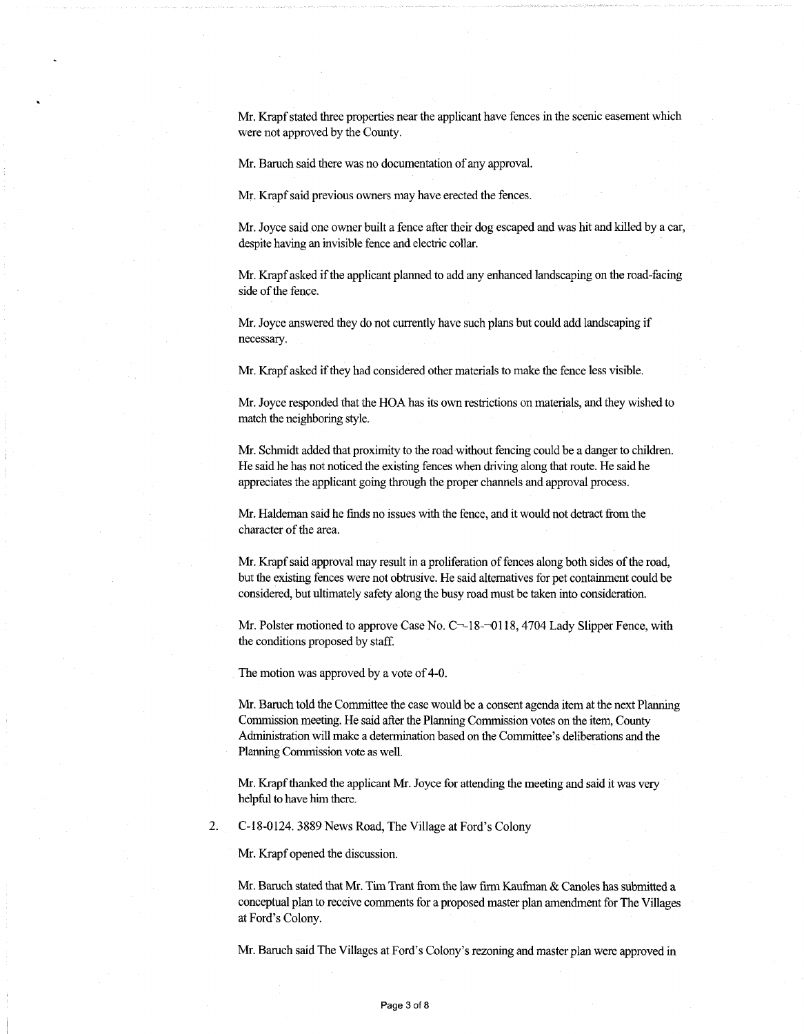Mr. Krapf stated three properties near the applicant have fences in the scenic easement which were not approved by the County.

Mr. Baruch said there was no documentation of any approval.

Mr. Krapf said previous owners may have erected the fences.

Mr. Joyce said one owner built a fence after their dog escaped and was hit and killed by a car, despite having an invisible fence and electric collar.

Mr. Krapf asked if the applicant planned to add any enhanced landscaping on the road-facing side of the fence.

Mr. Joyce answered they do not currently have such plans but could add landscaping if necessary.

Mr. Krapf asked if they had considered other materials to make the fence less visible.

Mr. Joyce responded that the HOA has its own restrictions on materials, and they wished to match the neighboring style.

Mr. Schmidt added that proximity to the road without fencing could be a danger to children. He said he has not noticed the existing fences when driving along that route. He said he appreciates the applicant going through the proper channels and approval process.

Mr. Haldeman said he finds no issues with the fence, and it would not detract from the character of the area.

Mr. Krapf said approval may result in a proliferation of fences along both sides of the road, but the existing fences were not obtrusive. He said alternatives for pet containment could be considered, but ultimately safety along the busy road must be taken into consideration.

Mr. Polster motioned to approve Case No. C-18-0118, 4704 Lady Slipper Fence, with the conditions proposed by staff.

The motion was approved by a vote of 4-0.

Mr. Baruch told the Committee the case would be a consent agenda item at the next Planning Commission meeting. He said after the Planning Commission votes on the item, County Administration will make a determination based on the Committee's deliberations and the Planning Commission vote as well.

Mr. Krapf thanked the applicant Mr. Joyce for attending the meeting and said it was very helpful to have him there.

2. C-18-0124. 3889 News Road, The Village at Ford's Colony

Mr. Krapf opened the discussion.

Mr. Baruch stated that Mr. Tim Trant from the law firm Kaufman & Canoles has submitted a conceptual plan to receive comments for a proposed master plan amendment for The Villages at Ford's Colony.

Mr. Baruch said The Villages at Ford's Colony's rezoning and master plan were approved in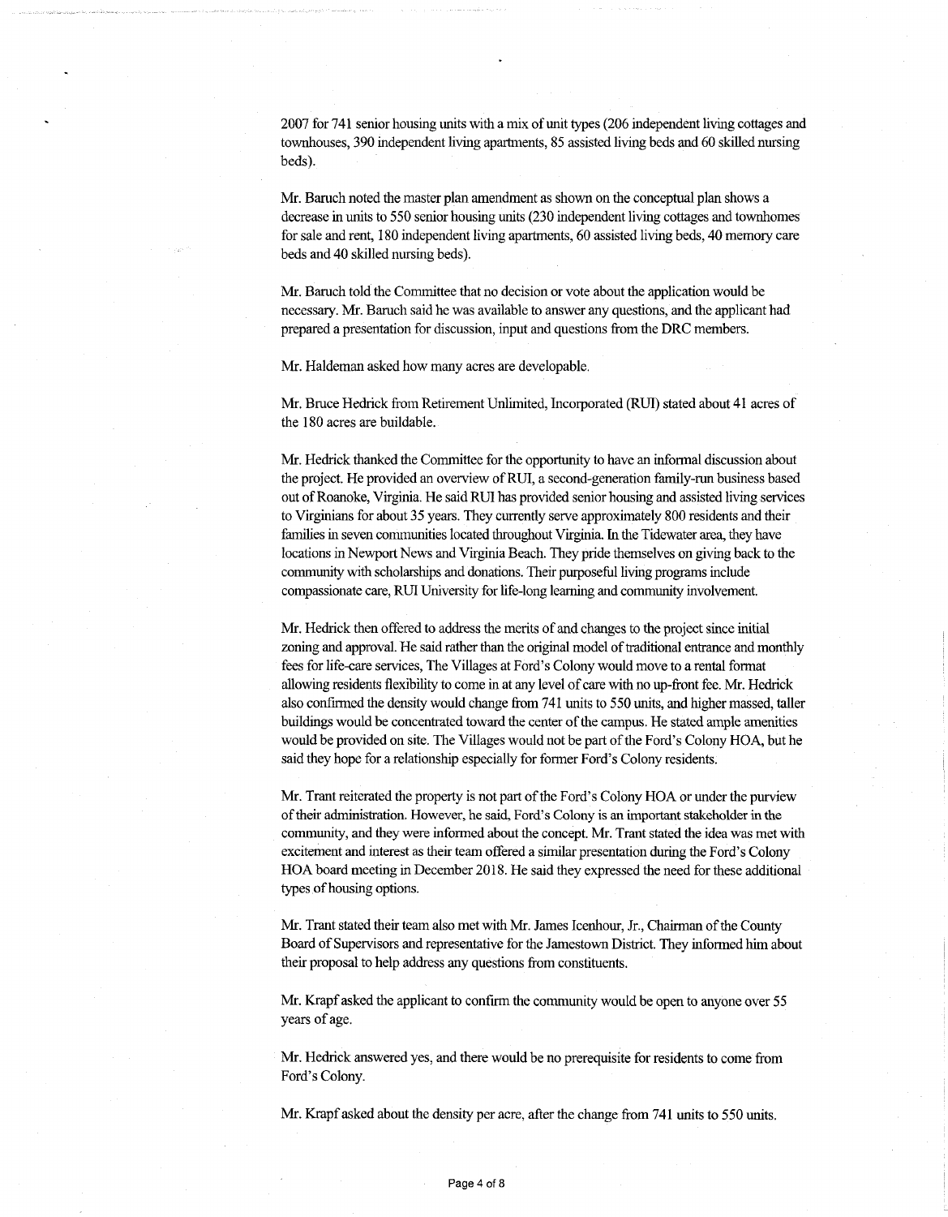2007 for 741 senior housing units with a mix of unit types (206 independent living cottages and townhouses, 390 independent living apartments, 85 assisted living beds and 60 skilled nursing beds).

Mr. Baruch noted the master plan amendment as shown on the conceptual plan shows a decrease in units to 550 senior housing units (230 independent living cottages and townhomes for sale and rent, 180 independent living apartments, 60 assisted living beds, 40 memory care beds and 40 skilled nursing beds).

Mr. Baruch told the Committee that no decision or vote about the application would be necessary. Mr. Baruch said he was available to answer any questions, and the applicant had prepared a presentation for discussion, input and questions from the DRC members.

Mr. Haldeman asked how many acres are developable.

Mr. Bruce Hedrick from Retirement Unlimited, Incorporated (RUI) stated about 41 acres of the 180 acres are buildable.

Mr. Hedrick thanked the Committee for the opportunity to have an informal discussion about the project. He provided an overview of RUI, a second-generation family-run business based out of Roanoke, Virginia. He said RUI has provided senior housing and assisted living services to Virginians for about 35 years. They currently serve approximately 800 residents and their families in seven communities located throughout Virginia. In the Tidewater area, they have locations in Newport News and Virginia Beach. They pride themselves on giving back to the community with scholarships and donations. Their purposeful living programs include compassionate care, RUI University for life-long learning and community involvement.

Mr. Hedrick then offered to address the merits of and changes to the project since initial zoning and approval. He said rather than the original model of traditional entrance and monthly fees for life-care services, The Villages at Ford's Colony would move to a rental format allowing residents flexibility to come in at any level of care with no up-front fee. Mr. Hedrick also confirmed the density would change from 741 units to 550 units, and higher massed, taller buildings would be concentrated toward the center of the campus. He stated ample amenities would be provided on site. The Villages would not be part of the Ford's Colony HOA, but he said they hope for a relationship especially for former Ford's Colony residents.

Mr. Trant reiterated the property is not part of the Ford's Colony HOA or under the purview of their administration. However, he said, Ford's Colony is an important stakeholder in the community, and they were informed about the concept. Mr. Trant stated the idea was met with excitement and interest as their team offered a similar presentation during the Ford's Colony HOA board meeting in December 2018. He said they expressed the need for these additional types of housing options.

Mr. Trant stated their team also met with Mr. James Icenhour, Jr., Chairman of the County Board of Supervisors and representative for the Jamestown District. They informed him about their proposal to help address any questions from constituents.

Mr. Krapf asked the applicant to confirm the community would be open to anyone over 55 years of age.

Mr. Hedrick answered yes, and there would be no prerequisite for residents to come from Ford's Colony.

Mr. Krapf asked about the density per acre, after the change from 741 units to 550 units.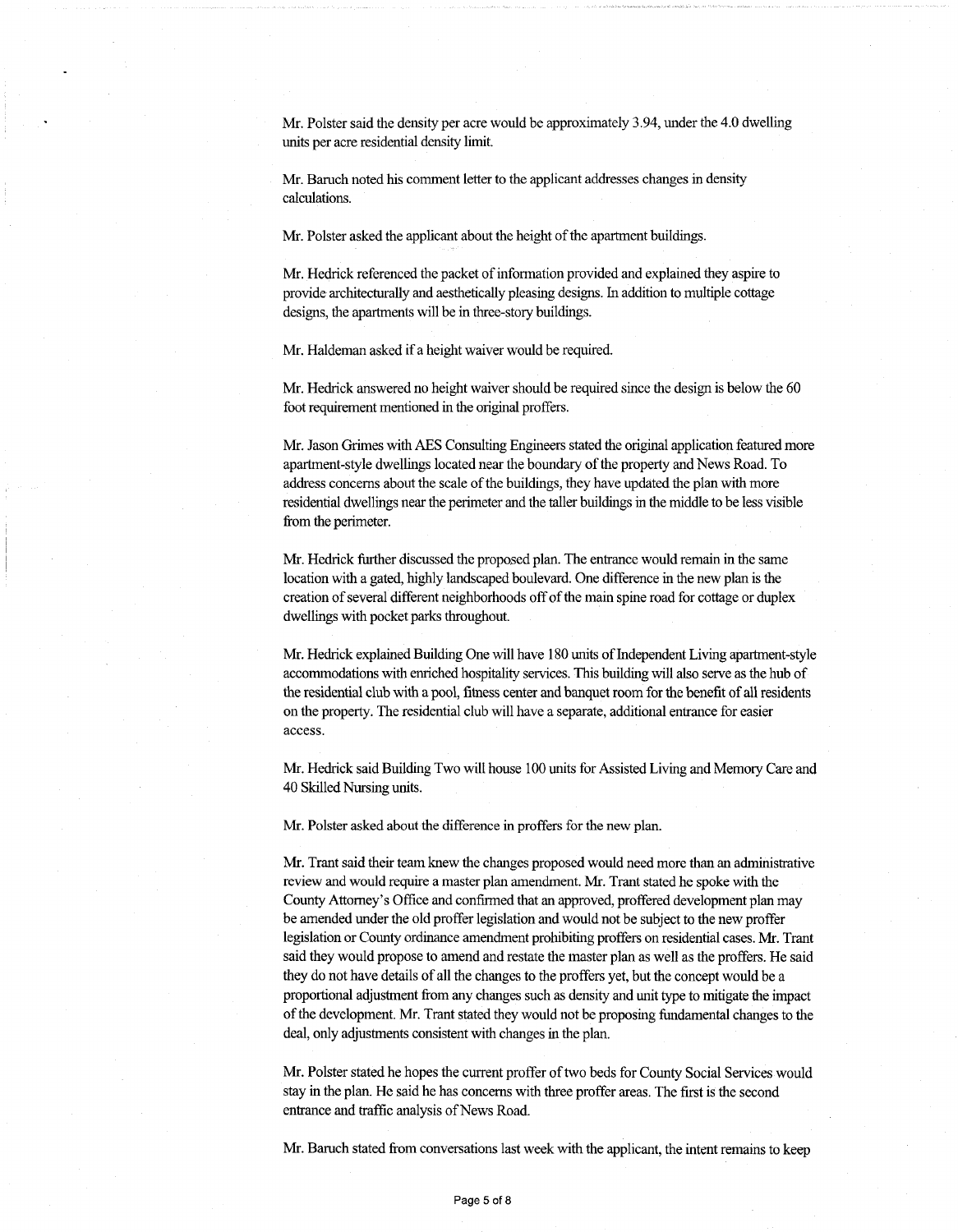Mr. Polster said the density per acre would be approximately 3.94, under the 4.0 dwelling units per acre residential density limit.

Mr. Baruch noted his comment letter to the applicant addresses changes in density calculations.

Mr. Polster asked the applicant about the height of the apartment buildings.

Mr. Hedrick referenced the packet of information provided and explained they aspire to provide architecturally and aesthetically pleasing designs. In addition to multiple cottage designs, the apartments will be in three-story buildings.

Mr. Haldeman asked if a height waiver would be required.

Mr. Hedrick answered no height waiver should be required since the design is below the 60 foot requirement mentioned in the original proffers.

Mr. Jason Grimes with AES Consulting Engineers stated the original application featured more apartment-style dwellings located near the boundary of the property and News Road. To address concerns about the scale of the buildings, they have updated the plan with more residential dwellings near the perimeter and the taller buildings in the middle to be less visible from the perimeter.

Mr. Hedrick further discussed the proposed plan. The entrance would remain in the same location with a gated, highly landscaped boulevard. One difference in the new plan is the creation of several different neighborhoods off of the main spine road for cottage or duplex dwellings with pocket parks throughout.

Mr. Hedrick explained Building One will have 180 units of Independent Living apartment-style accommodations with enriched hospitality services. This building will also serve as the hub of the residential club with a pool, fitness center and banquet room for the benefit of all residents on the property. The residential club will have a separate, additional entrance for easier access.

Mr. Hedrick said Building Two will house 100 units for Assisted Living and Memory Care and 40 Skilled Nursing units.

Mr. Polster asked about the difference in proffers for the new plan.

Mr. Trant said their team knew the changes proposed would need more than an administrative review and would require a master plan amendment. Mr. Trant stated he spoke with the County Attorney's Office and confirmed that an approved, proffered development plan may be amended under the old proffer legislation and would not be subject to the new proffer legislation or County ordinance amendment prohibiting proffers on residential cases. Mr. Trant said they would propose to amend and restate the master plan as well as the proffers. He said they do not have details of all the changes to the proffers yet, but the concept would be a proportional adjustment from any changes such as density and unit type to mitigate the impact of the development. Mr. Trant stated they would not be proposing fundamental changes to the deal, only adjustments consistent with changes in the plan.

Mr. Polster stated he hopes the current proffer of two beds for County Social Services would stay in the plan. He said he has concerns with three proffer areas. The first is the second entrance and traffic analysis of News Road.

Mr. Baruch stated from conversations last week with the applicant, the intent remains to keep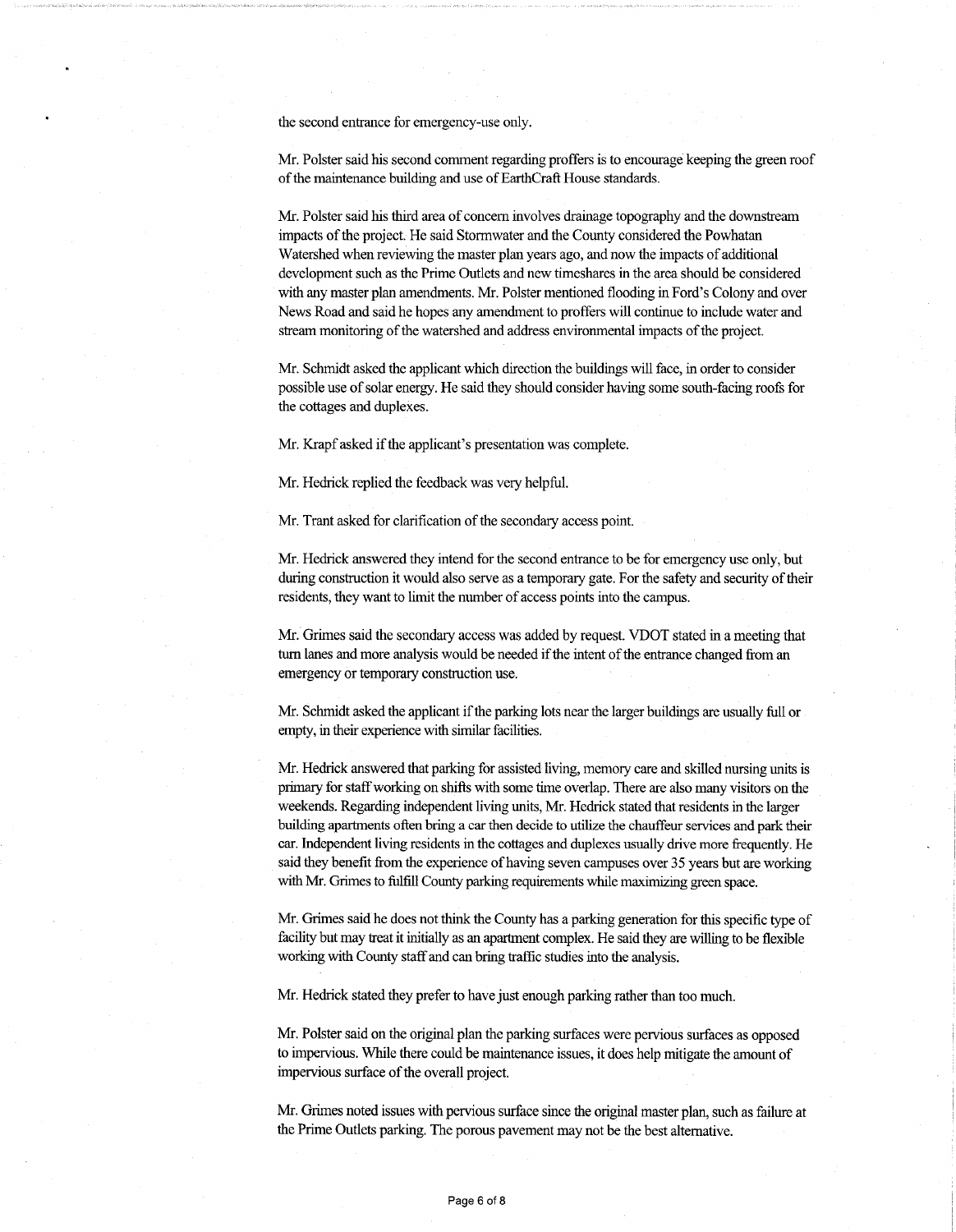the second entrance for emergency-use only.

Mr. Polster said his second comment regarding proffers is to encourage keeping the green roof of the maintenance building and use of EarthCraft House standards.

Mr. Polster said his third area of concern involves drainage topography and the downstream impacts of the project. He said Stormwater and the County considered the Powhatan Watershed when reviewing the master plan years ago, and now the impacts of additional development such as the Prime Outlets and new timeshares in the area should be considered with any master plan amendments. Mr. Polster mentioned flooding in Ford's Colony and over News Road and said he hopes any amendment to proffers will continue to include water and stream monitoring of the watershed and address environmental impacts of the project.

Mr. Schmidt asked the applicant which direction the buildings will face, in order to consider possible use of solar energy. He said they should consider having some south-facing roofs for the cottages and duplexes.

Mr. Krapf asked if the applicant's presentation was complete.

Mr. Hedrick replied the feedback was very helpful.

Mr. Trant asked for clarification of the secondary access point.

Mr. Hedrick answered they intend for the second entrance to be for emergency use only, but during construction it would also serve as a temporary gate. For the safety and security of their residents, they want to limit the number of access points into the campus.

Mr. Grimes said the secondary access was added by request. VDOT stated in a meeting that turn lanes and more analysis would be needed if the intent of the entrance changed from an emergency or temporary construction use.

Mr. Schmidt asked the applicant if the parking lots near the larger buildings are usually full or empty, in their experience with similar facilities.

Mr. Hedrick answered that parking for assisted living, memory care and skilled nursing units is primary for staff working on shifts with some time overlap. There are also many visitors on the weekends. Regarding independent living units, Mr. Hedrick stated that residents in the larger building apartments often bring a car then decide to utilize the chauffeur services and park their car. Independent living residents in the cottages and duplexes usually drive more frequently. He said they benefit from the experience of having seven campuses over 35 years but are working with Mr. Grimes to fulfill County parking requirements while maximizing green space.

Mr. Grimes said he does not think the County has a parking generation for this specific type of facility but may treat it initially as an apartment complex. He said they are willing to be flexible working with County staff and can bring traffic studies into the analysis.

Mr. Hedrick stated they prefer to have just enough parking rather than too much.

Mr. Polster said on the original plan the parking surfaces were pervious surfaces as opposed to impervious. While there could be maintenance issues, it does help mitigate the amount of impervious surface of the overall project.

Mr. Grimes noted issues with pervious surface since the original master plan, such as failure at the Prime Outlets parking. The porous pavement may not be the best alternative.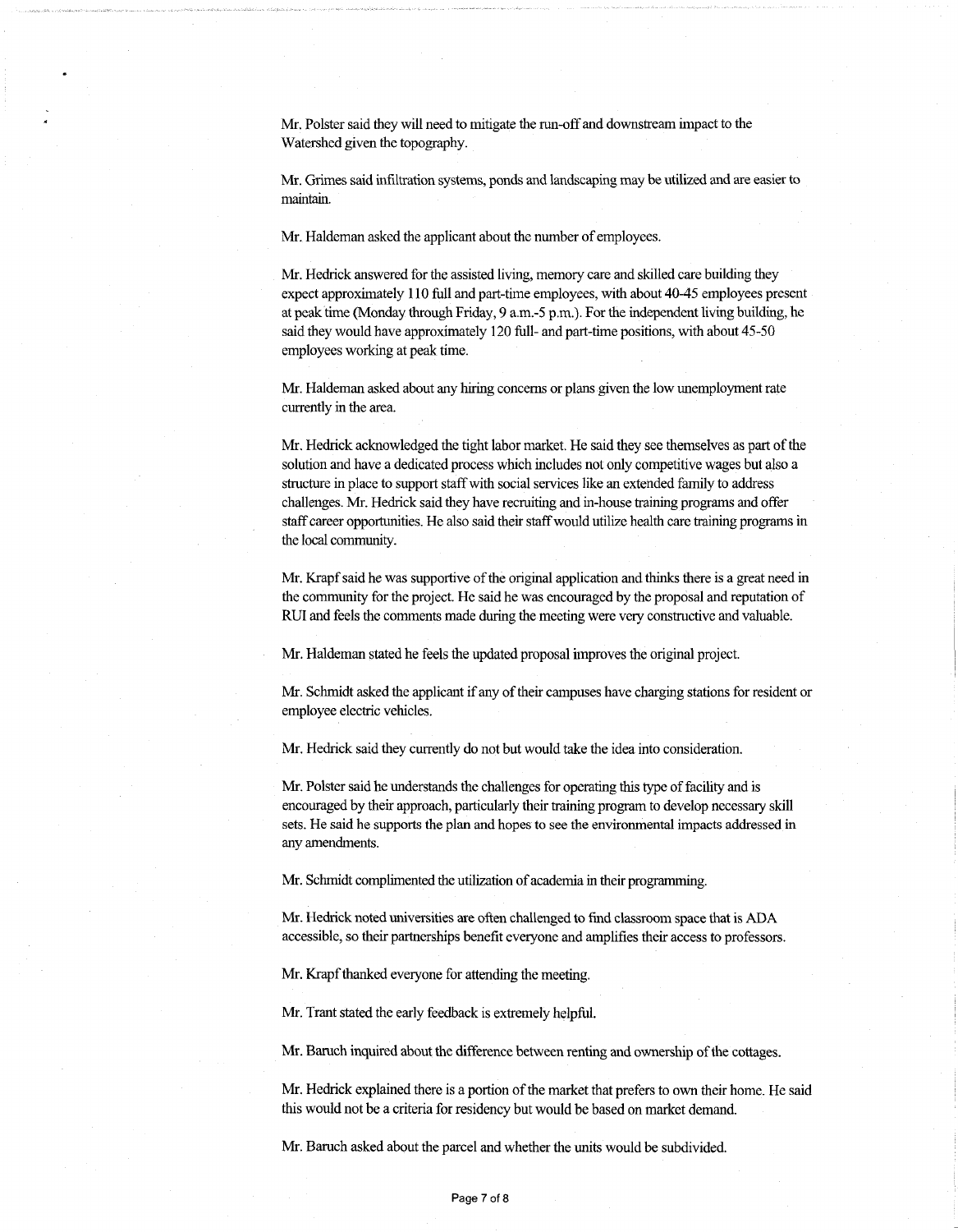Mr. Polster said they will need to mitigate the run-off and downstream impact to the Watershed given the topography.

Mr. Grimes said infiltration systems, ponds and landscaping may be utilized and are easier to maintain.

Mr. Haldeman asked the applicant about the number of employees.

Mr. Hedrick answered for the assisted living, memory care and skilled care building they expect approximately 110 full and part-time employees, with about 40-45 employees present at peak time (Monday through Friday, 9 a.m.-5 p.m.). For the independent living building, he said they would have approximately 120 full- and part-time positions, with about 45-50 employees working at peak time.

Mr. Haldeman asked about any hiring concerns or plans given the low unemployment rate currently in the area.

Mr. Hedrick acknowledged the tight labor market. He said they see themselves as part of the solution and have a dedicated process which includes not only competitive wages but also a structure in place to support staff with social services like an extended family to address challenges. Mr. Hedrick said they have recruiting and in-house training programs and offer staff career opportunities. He also said their staff would utilize health care training programs in the local community.

Mr. Krapf said he was supportive of the original application and thinks there is a great need in the community for the project. He said he was encouraged by the proposal and reputation of RUI and feels the comments made during the meeting were very constructive and valuable.

Mr. Haldeman stated he feels the updated proposal improves the original project.

Mr. Schmidt asked the applicant if any of their campuses have charging stations for resident or employee electric vehicles.

Mr. Hedrick said they currently do not but would take the idea into consideration.

Mr. Polster said he understands the challenges for operating this type of facility and is encouraged by their approach, particularly their training program to develop necessary skill sets. He said he supports the plan and hopes to see the environmental impacts addressed in any amendments.

Mr. Schmidt complimented the utilization of academia in their programming.

Mr. Hedrick noted universities are often challenged to find classroom space that is ADA accessible, so their partnerships benefit everyone and amplifies their access to professors.

Mr. Krapf thanked everyone for attending the meeting.

Mr. Trant stated the early feedback is extremely helpful.

Mr. Baruch inquired about the difference between renting and ownership of the cottages.

Mr. Hedrick explained there is a portion of the market that prefers to own their home. He said this would not be a criteria for residency but would be based on market demand.

Mr. Baruch asked about the parcel and whether the units would be subdivided.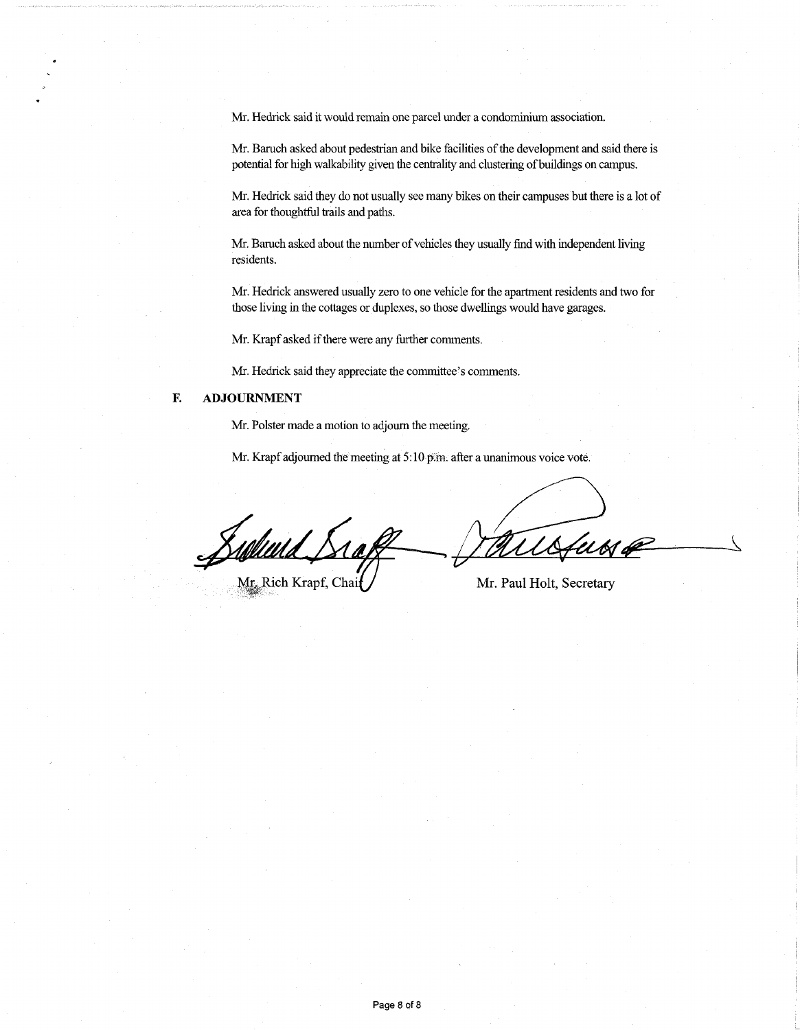Mr. Hedrick said it would remain one parcel under a condominium association.

Mr. Baruch asked about pedestrian and bike facilities of the development and said there is potential for high walkability given the centrality and clustering of buildings on campus.

Mr. Hedrick said they do not usually see many bikes on their campuses but there is a lot of area for thoughtful trails and paths.

Mr. Baruch asked about the number of vehicles they usually find with independent living residents.

Mr. Hedrick answered usually zero to one vehicle for the apartment residents and two for those living in the cottages or duplexes, so those dwellings would have garages.

Mr. Krapf asked if there were any further comments.

Mr. Hedrick said they appreciate the committee's comments.

## F. ADJOURNMENT

Mr. Polster made a motion to adjourn the meeting.

Mr. Krapf adjourned the meeting at 5:10 p.m. after a unanimous voice vote.

Mr. Rich Krapf, Chair

Mr. Paul Holt, Secretary